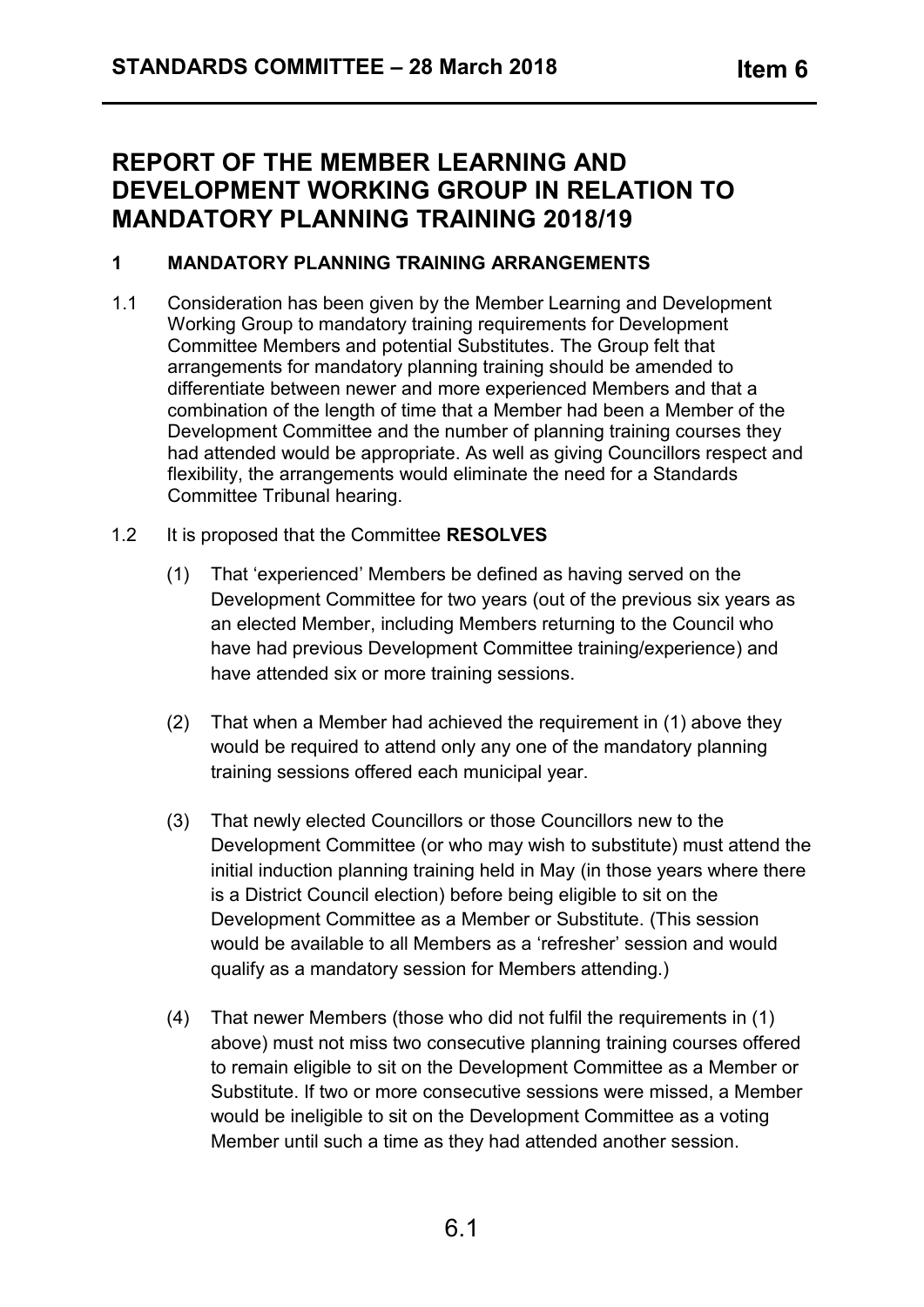# REPORT OF THE MEMBER LEARNING AND DEVELOPMENT WORKING GROUP IN RELATION TO MANDATORY PLANNING TRAINING 2018/19

## 1 MANDATORY PLANNING TRAINING ARRANGEMENTS

1.1 Consideration has been given by the Member Learning and Development Working Group to mandatory training requirements for Development Committee Members and potential Substitutes. The Group felt that arrangements for mandatory planning training should be amended to differentiate between newer and more experienced Members and that a combination of the length of time that a Member had been a Member of the Development Committee and the number of planning training courses they had attended would be appropriate. As well as giving Councillors respect and flexibility, the arrangements would eliminate the need for a Standards Committee Tribunal hearing.

1.2 It is proposed that the Committee **RESOLVES**

(1) That 'experienced' Members be defined as having served on the Development Committee for two years (out of the previous six years as an elected Member, including Members returning to the Council who have had previous Development Committee training/experience) and have attended six or more training sessions.

(2) That when a Member had achieved the requirement in (1) above they would be required to attend only any one of the mandatory planning training sessions offered each municipal year.

(3) That newly elected Councillors or those Councillors new to the Development Committee (or who may wish to substitute) must attend the initial induction planning training held in May (in those years where there is a District Council election) before being eligible to sit on the Development Committee as a Member or Substitute. (This session would be available to all Members as a 'refresher' session and would qualify as a mandatory session for Members attending.)

(4) That newer Members (those who did not fulfil the requirements in (1) above) must not miss two consecutive planning training courses offered to remain eligible to sit on the Development Committee as a Member or Substitute. If two or more consecutive sessions were missed, a Member would be ineligible to sit on the Development Committee as a voting Member until such a time as they had attended another session.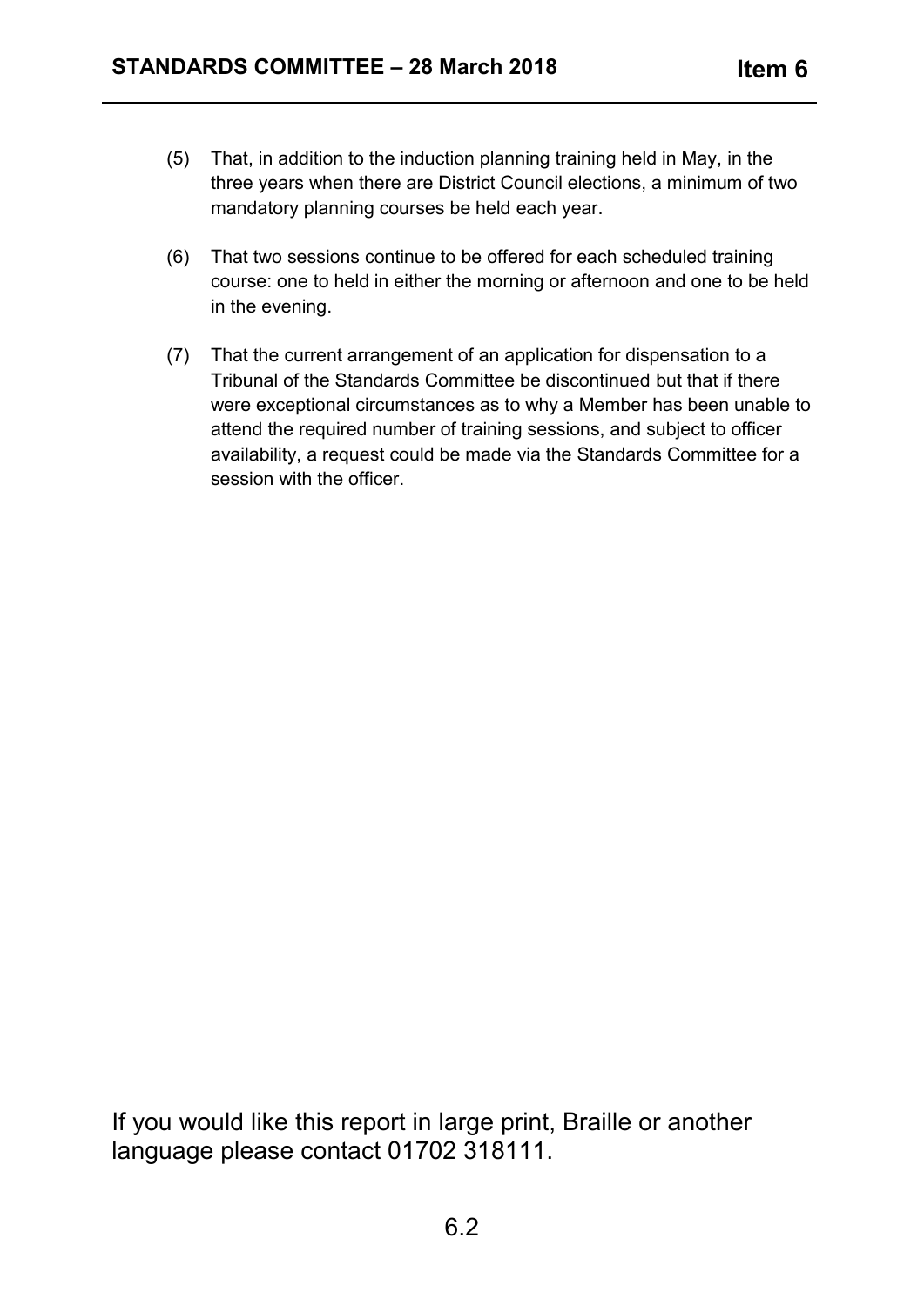(5) That, in addition to the induction planning training held in May, in the three years when there are District Council elections, a minimum of two mandatory planning courses be held each year.

(6) That two sessions continue to be offered for each scheduled training course: one to held in either the morning or afternoon and one to be held in the evening.

(7) That the current arrangement of an application for dispensation to a Tribunal of the Standards Committee be discontinued but that if there were exceptional circumstances as to why a Member has been unable to attend the required number of training sessions, and subject to officer availability, a request could be made via the Standards Committee for a session with the officer.

If you would like this report in large print, Braille or another language please contact 01702 318111.